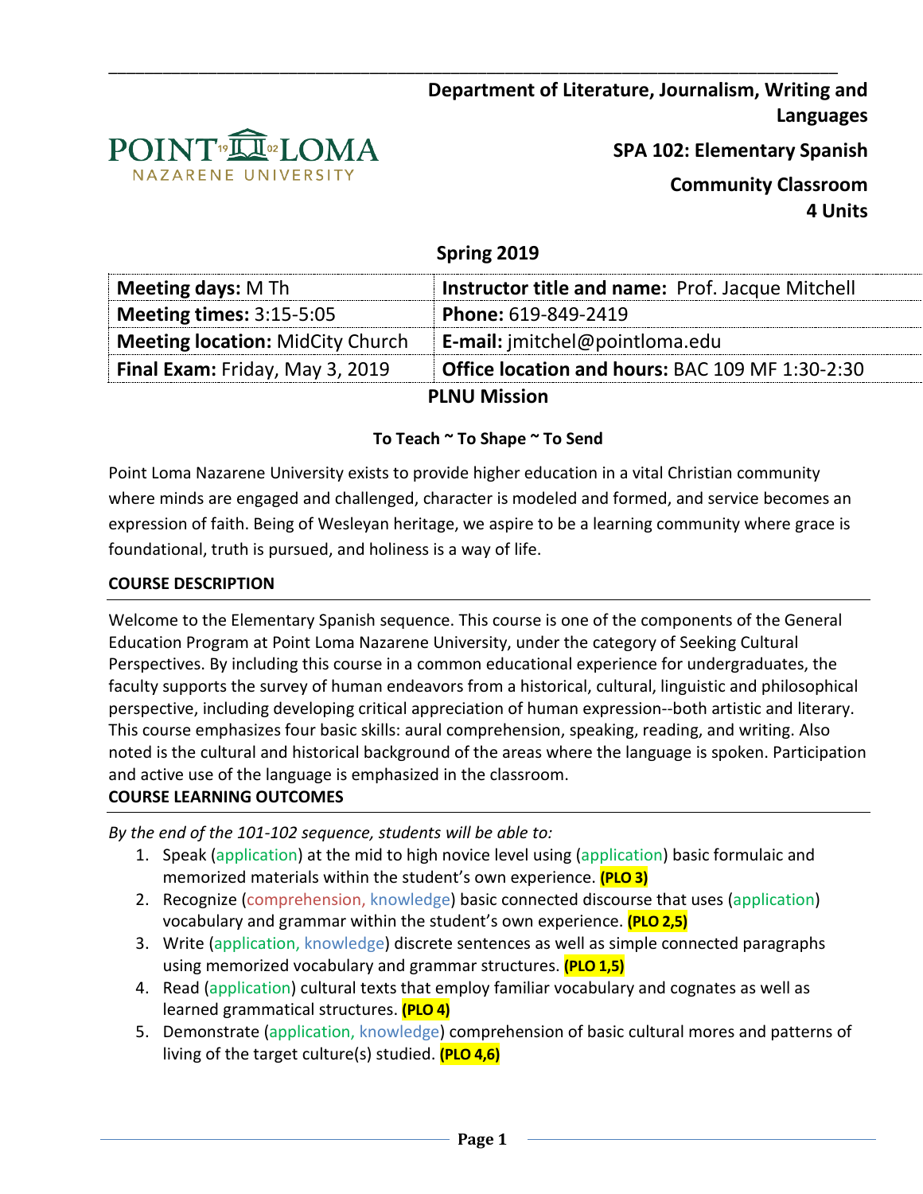**Department of Literature, Journalism, Writing and Languages**

**SPA 102: Elementary Spanish**

**Community Classroom**
**4 Units**

**Spring 2019**

| **Meeting days:** M Th | **Instructor title and name:** Prof. Jacque Mitchell |
|---|---|
| **Meeting times:** 3:15-5:05 | **Phone:** 619-849-2419 |
| **Meeting location:** MidCity Church | **E-mail:** jmitchel@pointloma.edu |
| **Final Exam:** Friday, May 3, 2019 | **Office location and hours:** BAC 109 MF 1:30-2:30 |

## PLNU Mission

**To Teach ~ To Shape ~ To Send**

Point Loma Nazarene University exists to provide higher education in a vital Christian community where minds are engaged and challenged, character is modeled and formed, and service becomes an expression of faith. Being of Wesleyan heritage, we aspire to be a learning community where grace is foundational, truth is pursued, and holiness is a way of life.

## COURSE DESCRIPTION

Welcome to the Elementary Spanish sequence. This course is one of the components of the General Education Program at Point Loma Nazarene University, under the category of Seeking Cultural Perspectives. By including this course in a common educational experience for undergraduates, the faculty supports the survey of human endeavors from a historical, cultural, linguistic and philosophical perspective, including developing critical appreciation of human expression--both artistic and literary. This course emphasizes four basic skills: aural comprehension, speaking, reading, and writing. Also noted is the cultural and historical background of the areas where the language is spoken. Participation and active use of the language is emphasized in the classroom.

## COURSE LEARNING OUTCOMES

*By the end of the 101-102 sequence, students will be able to:*

1. Speak (application) at the mid to high novice level using (application) basic formulaic and memorized materials within the student's own experience. **(PLO 3)**
2. Recognize (comprehension, knowledge) basic connected discourse that uses (application) vocabulary and grammar within the student's own experience. **(PLO 2,5)**
3. Write (application, knowledge) discrete sentences as well as simple connected paragraphs using memorized vocabulary and grammar structures. **(PLO 1,5)**
4. Read (application) cultural texts that employ familiar vocabulary and cognates as well as learned grammatical structures. **(PLO 4)**
5. Demonstrate (application, knowledge) comprehension of basic cultural mores and patterns of living of the target culture(s) studied. **(PLO 4,6)**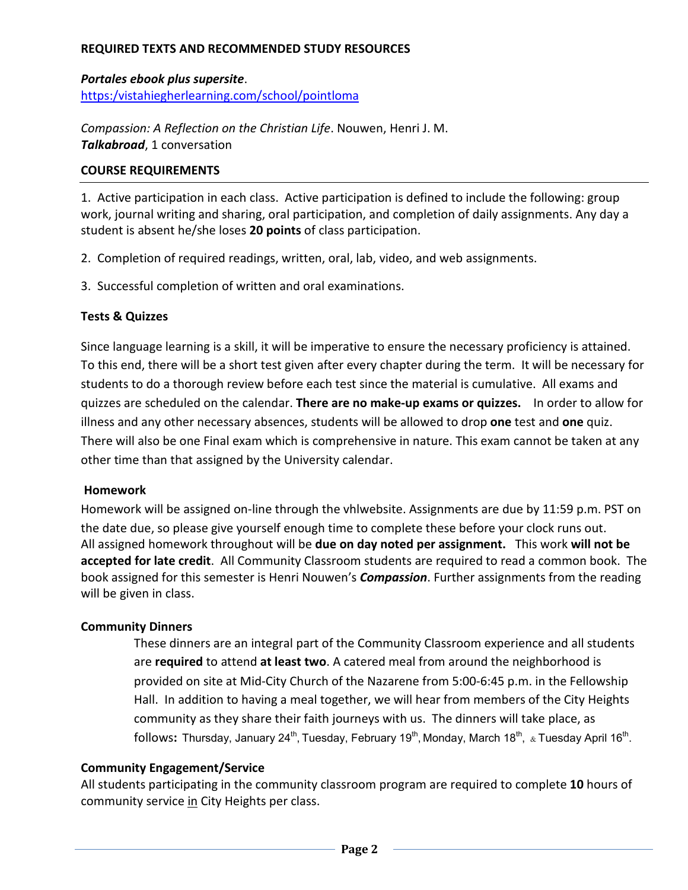## REQUIRED TEXTS AND RECOMMENDED STUDY RESOURCES

***Portales ebook plus supersite***.
https:/vistahiegherlearning.com/school/pointloma

*Compassion: A Reflection on the Christian Life*. Nouwen, Henri J. M.
***Talkabroad***, 1 conversation

## COURSE REQUIREMENTS

1. Active participation in each class. Active participation is defined to include the following: group work, journal writing and sharing, oral participation, and completion of daily assignments. Any day a student is absent he/she loses **20 points** of class participation.

2. Completion of required readings, written, oral, lab, video, and web assignments.

3. Successful completion of written and oral examinations.

### Tests & Quizzes

Since language learning is a skill, it will be imperative to ensure the necessary proficiency is attained. To this end, there will be a short test given after every chapter during the term. It will be necessary for students to do a thorough review before each test since the material is cumulative. All exams and quizzes are scheduled on the calendar. **There are no make-up exams or quizzes.** In order to allow for illness and any other necessary absences, students will be allowed to drop **one** test and **one** quiz. There will also be one Final exam which is comprehensive in nature. This exam cannot be taken at any other time than that assigned by the University calendar.

### Homework

Homework will be assigned on-line through the vhlwebsite. Assignments are due by 11:59 p.m. PST on the date due, so please give yourself enough time to complete these before your clock runs out. All assigned homework throughout will be **due on day noted per assignment.** This work **will not be accepted for late credit**. All Community Classroom students are required to read a common book. The book assigned for this semester is Henri Nouwen's ***Compassion***. Further assignments from the reading will be given in class.

### Community Dinners

These dinners are an integral part of the Community Classroom experience and all students are **required** to attend **at least two**. A catered meal from around the neighborhood is provided on site at Mid-City Church of the Nazarene from 5:00-6:45 p.m. in the Fellowship Hall. In addition to having a meal together, we will hear from members of the City Heights community as they share their faith journeys with us. The dinners will take place, as follows**:** Thursday, January 24th, Tuesday, February 19th, Monday, March 18th, & Tuesday April 16th.

### Community Engagement/Service

All students participating in the community classroom program are required to complete **10** hours of community service in City Heights per class.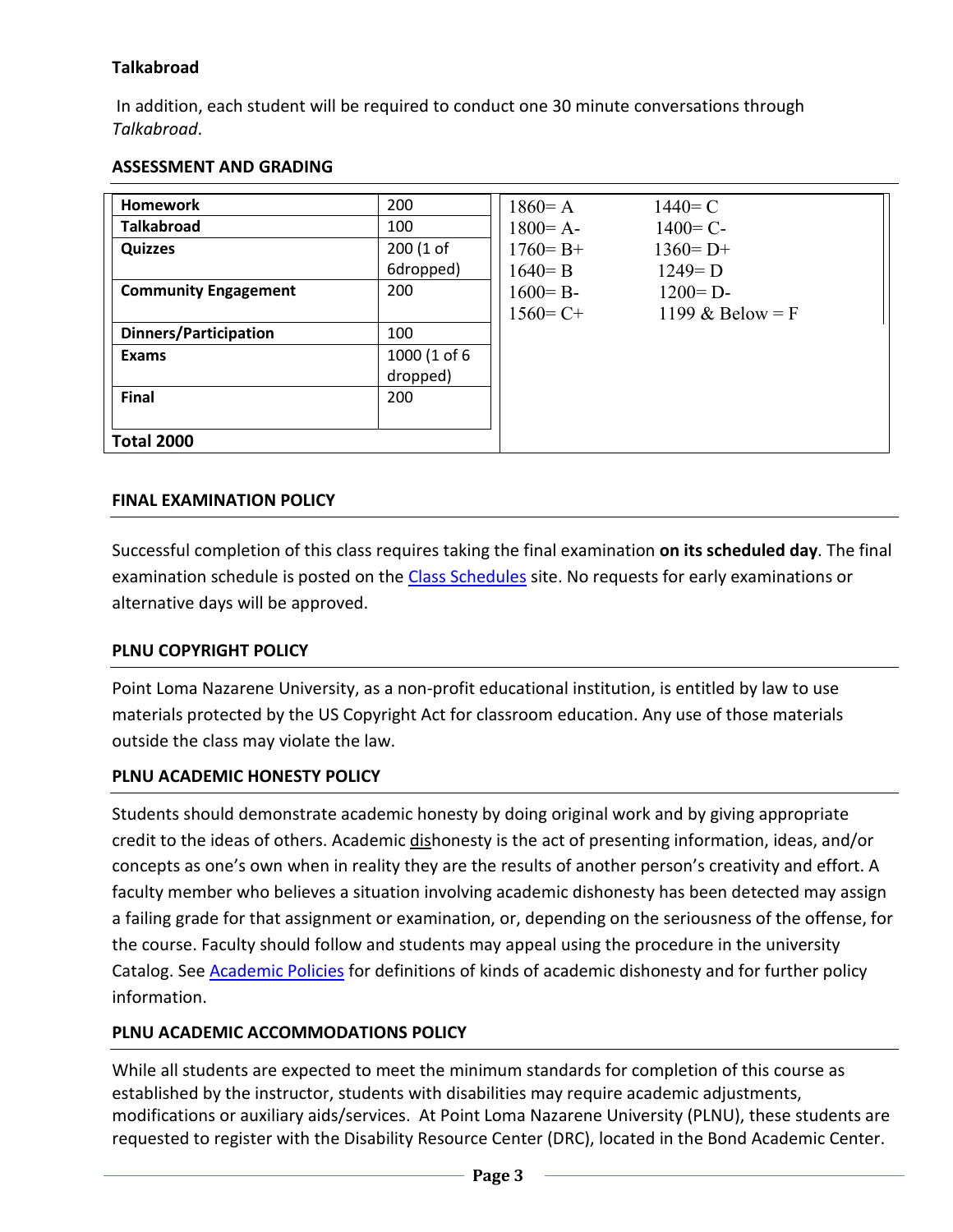**Talkabroad**

In addition, each student will be required to conduct one 30 minute conversations through *Talkabroad*.

**ASSESSMENT AND GRADING**

| | |
|---|---|
| **Homework** | 200 |
| **Talkabroad** | 100 |
| **Quizzes** | 200 (1 of 6dropped) |
| **Community Engagement** | 200 |
| **Dinners/Participation** | 100 |
| **Exams** | 1000 (1 of 6 dropped) |
| **Final** | 200 |
| **Total 2000** | |

| | |
|---|---|
| 1860= A | 1440= C |
| 1800= A- | 1400= C- |
| 1760= B+ | 1360= D+ |
| 1640= B | 1249= D |
| 1600= B- | 1200= D- |
| 1560= C+ | 1199 & Below = F |

**FINAL EXAMINATION POLICY**

Successful completion of this class requires taking the final examination **on its scheduled day**. The final examination schedule is posted on the Class Schedules site. No requests for early examinations or alternative days will be approved.

**PLNU COPYRIGHT POLICY**

Point Loma Nazarene University, as a non-profit educational institution, is entitled by law to use materials protected by the US Copyright Act for classroom education. Any use of those materials outside the class may violate the law.

**PLNU ACADEMIC HONESTY POLICY**

Students should demonstrate academic honesty by doing original work and by giving appropriate credit to the ideas of others. Academic dishonesty is the act of presenting information, ideas, and/or concepts as one's own when in reality they are the results of another person's creativity and effort. A faculty member who believes a situation involving academic dishonesty has been detected may assign a failing grade for that assignment or examination, or, depending on the seriousness of the offense, for the course. Faculty should follow and students may appeal using the procedure in the university Catalog. See Academic Policies for definitions of kinds of academic dishonesty and for further policy information.

**PLNU ACADEMIC ACCOMMODATIONS POLICY**

While all students are expected to meet the minimum standards for completion of this course as established by the instructor, students with disabilities may require academic adjustments, modifications or auxiliary aids/services. At Point Loma Nazarene University (PLNU), these students are requested to register with the Disability Resource Center (DRC), located in the Bond Academic Center.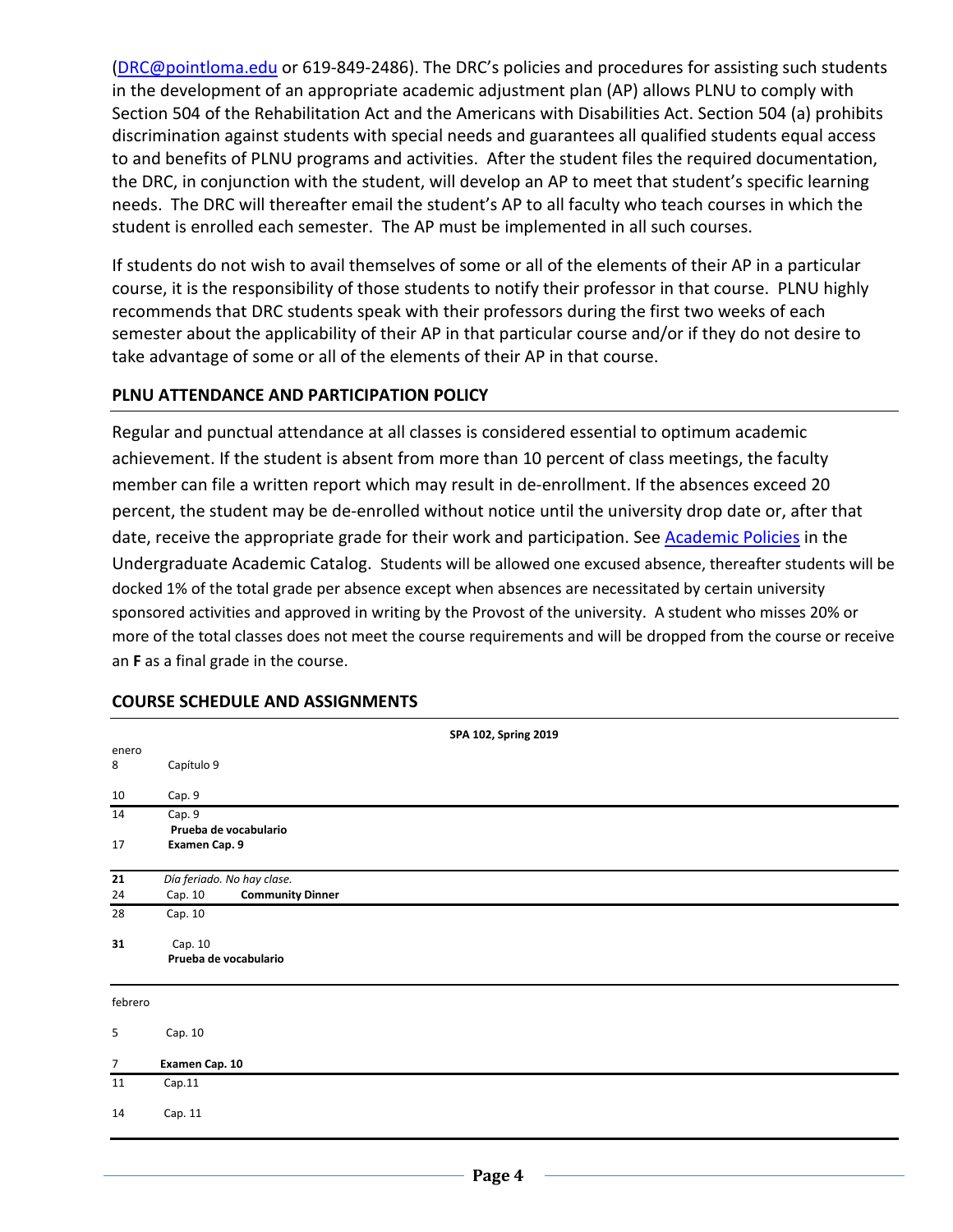(DRC@pointloma.edu or 619-849-2486). The DRC's policies and procedures for assisting such students in the development of an appropriate academic adjustment plan (AP) allows PLNU to comply with Section 504 of the Rehabilitation Act and the Americans with Disabilities Act. Section 504 (a) prohibits discrimination against students with special needs and guarantees all qualified students equal access to and benefits of PLNU programs and activities. After the student files the required documentation, the DRC, in conjunction with the student, will develop an AP to meet that student's specific learning needs. The DRC will thereafter email the student's AP to all faculty who teach courses in which the student is enrolled each semester. The AP must be implemented in all such courses.

If students do not wish to avail themselves of some or all of the elements of their AP in a particular course, it is the responsibility of those students to notify their professor in that course. PLNU highly recommends that DRC students speak with their professors during the first two weeks of each semester about the applicability of their AP in that particular course and/or if they do not desire to take advantage of some or all of the elements of their AP in that course.

## PLNU ATTENDANCE AND PARTICIPATION POLICY

Regular and punctual attendance at all classes is considered essential to optimum academic achievement. If the student is absent from more than 10 percent of class meetings, the faculty member can file a written report which may result in de-enrollment. If the absences exceed 20 percent, the student may be de-enrolled without notice until the university drop date or, after that date, receive the appropriate grade for their work and participation. See Academic Policies in the Undergraduate Academic Catalog. Students will be allowed one excused absence, thereafter students will be docked 1% of the total grade per absence except when absences are necessitated by certain university sponsored activities and approved in writing by the Provost of the university. A student who misses 20% or more of the total classes does not meet the course requirements and will be dropped from the course or receive an **F** as a final grade in the course.

## COURSE SCHEDULE AND ASSIGNMENTS

| | **SPA 102, Spring 2019** |
|---|---|
| enero | |
| 8 | Capítulo 9 |
| 10 | Cap. 9 |
| 14 | Cap. 9<br>**Prueba de vocabulario** |
| 17 | **Examen Cap. 9** |
| **21** | *Día feriado. No hay clase.* |
| 24 | Cap. 10 **Community Dinner** |
| 28 | Cap. 10 |
| **31** | Cap. 10<br>**Prueba de vocabulario** |
| febrero | |
| 5 | Cap. 10 |
| 7 | **Examen Cap. 10** |
| 11 | Cap.11 |
| 14 | Cap. 11 |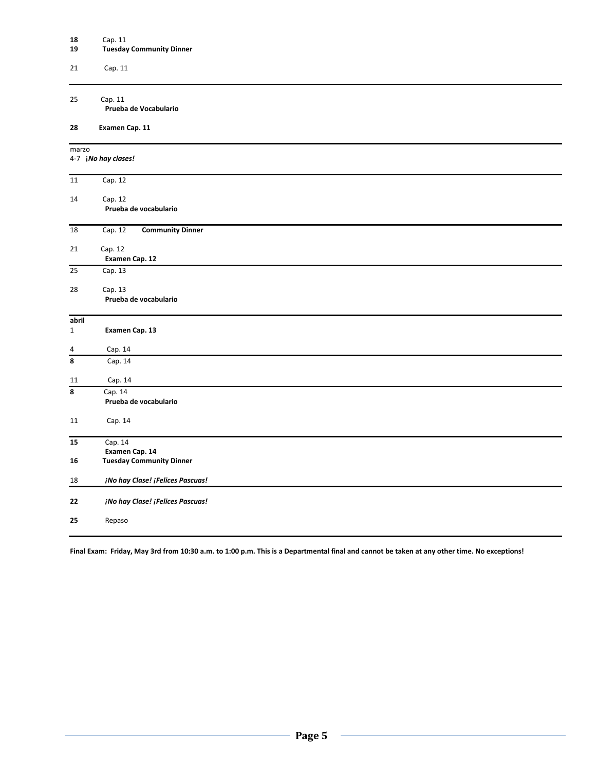**18** Cap. 11
**19** **Tuesday Community Dinner**

21 Cap. 11

---

25 Cap. 11
**Prueba de Vocabulario**

**28** **Examen Cap. 11**

---

marzo
4-7 ***¡No hay clases!***

---

11 Cap. 12

14 Cap. 12
**Prueba de vocabulario**

---

18 Cap. 12 **Community Dinner**

21 Cap. 12
**Examen Cap. 12**

---

25 Cap. 13

28 Cap. 13
**Prueba de vocabulario**

---

**abril**
1 **Examen Cap. 13**

4 Cap. 14

---

**8** Cap. 14

11 Cap. 14

---

**8** Cap. 14
**Prueba de vocabulario**

11 Cap. 14

---

**15** Cap. 14
**Examen Cap. 14**
**16** **Tuesday Community Dinner**

18 ***¡No hay Clase! ¡Felices Pascuas!***

---

**22** ***¡No hay Clase! ¡Felices Pascuas!***

**25** Repaso

---

**Final Exam: Friday, May 3rd from 10:30 a.m. to 1:00 p.m. This is a Departmental final and cannot be taken at any other time. No exceptions!**